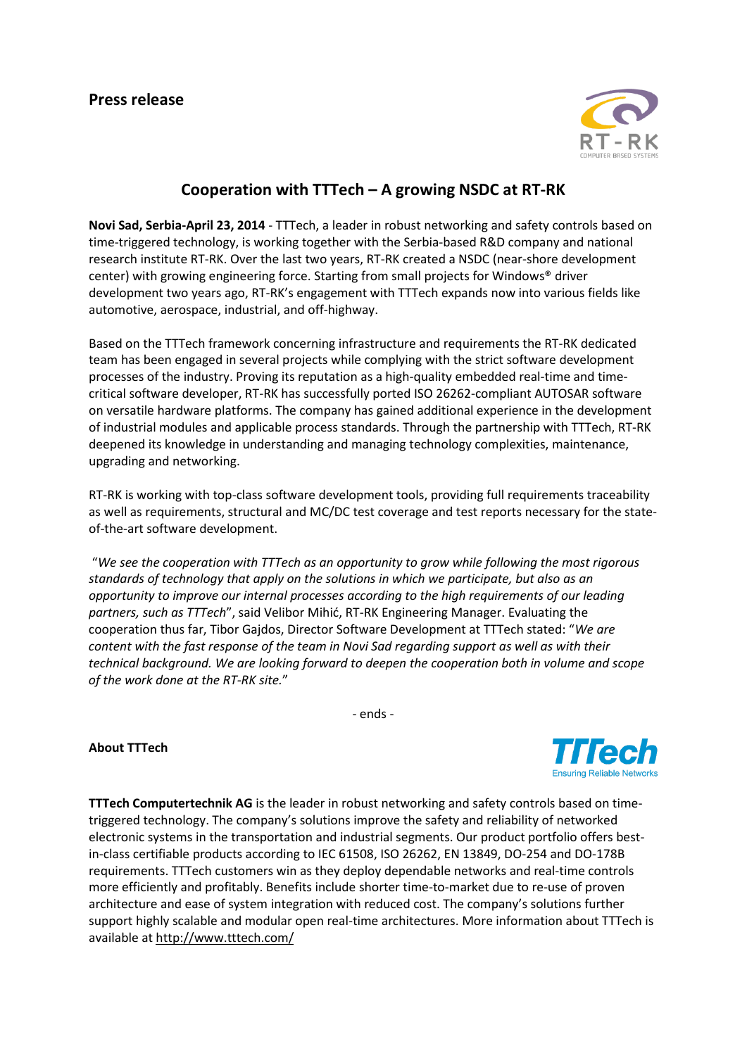**Press release**

## Cooperation with TTTech – A growing NSDC at RT-RK

**Novi Sad, Serbia-April 23, 2014** - TTTech, a leader in robust networking and safety controls based on time-triggered technology, is working together with the Serbia-based R&D company and national research institute RT-RK. Over the last two years, RT-RK created a NSDC (near-shore development center) with growing engineering force. Starting from small projects for Windows® driver development two years ago, RT-RK's engagement with TTTech expands now into various fields like automotive, aerospace, industrial, and off-highway.

Based on the TTTech framework concerning infrastructure and requirements the RT-RK dedicated team has been engaged in several projects while complying with the strict software development processes of the industry. Proving its reputation as a high-quality embedded real-time and time-critical software developer, RT-RK has successfully ported ISO 26262-compliant AUTOSAR software on versatile hardware platforms. The company has gained additional experience in the development of industrial modules and applicable process standards. Through the partnership with TTTech, RT-RK deepened its knowledge in understanding and managing technology complexities, maintenance, upgrading and networking.

RT-RK is working with top-class software development tools, providing full requirements traceability as well as requirements, structural and MC/DC test coverage and test reports necessary for the state-of-the-art software development.

"*We see the cooperation with TTTech as an opportunity to grow while following the most rigorous standards of technology that apply on the solutions in which we participate, but also as an opportunity to improve our internal processes according to the high requirements of our leading partners, such as TTTech*", said Velibor Mihić, RT-RK Engineering Manager. Evaluating the cooperation thus far, Tibor Gajdos, Director Software Development at TTTech stated: "*We are content with the fast response of the team in Novi Sad regarding support as well as with their technical background. We are looking forward to deepen the cooperation both in volume and scope of the work done at the RT-RK site.*"

- ends -

**About TTTech**

**TTTech Computertechnik AG** is the leader in robust networking and safety controls based on time-triggered technology. The company's solutions improve the safety and reliability of networked electronic systems in the transportation and industrial segments. Our product portfolio offers best-in-class certifiable products according to IEC 61508, ISO 26262, EN 13849, DO-254 and DO-178B requirements. TTTech customers win as they deploy dependable networks and real-time controls more efficiently and profitably. Benefits include shorter time-to-market due to re-use of proven architecture and ease of system integration with reduced cost. The company's solutions further support highly scalable and modular open real-time architectures. More information about TTTech is available at http://www.tttech.com/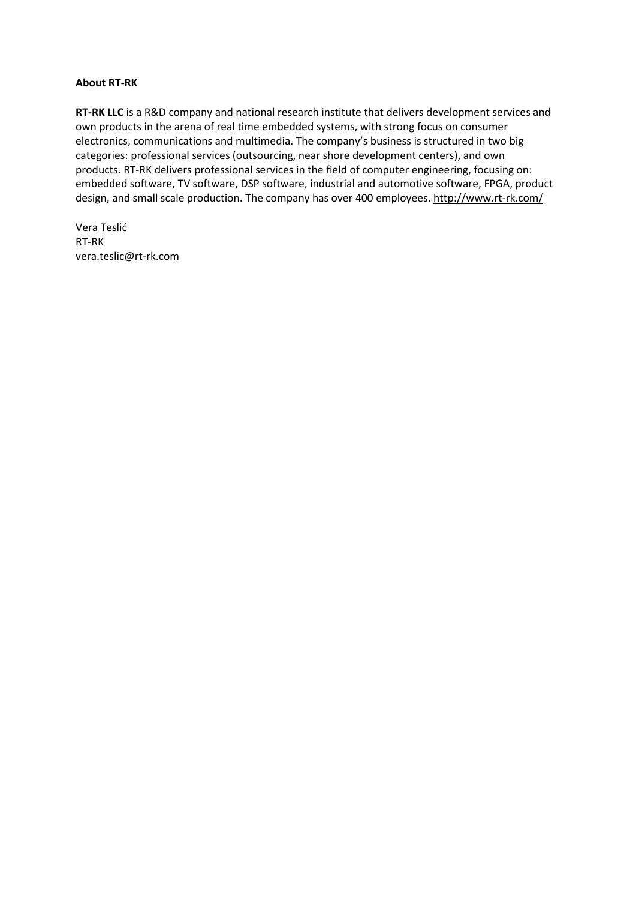**About RT-RK**

**RT-RK LLC** is a R&D company and national research institute that delivers development services and own products in the arena of real time embedded systems, with strong focus on consumer electronics, communications and multimedia. The company's business is structured in two big categories: professional services (outsourcing, near shore development centers), and own products. RT-RK delivers professional services in the field of computer engineering, focusing on: embedded software, TV software, DSP software, industrial and automotive software, FPGA, product design, and small scale production. The company has over 400 employees. http://www.rt-rk.com/

Vera Teslić
RT-RK
vera.teslic@rt-rk.com